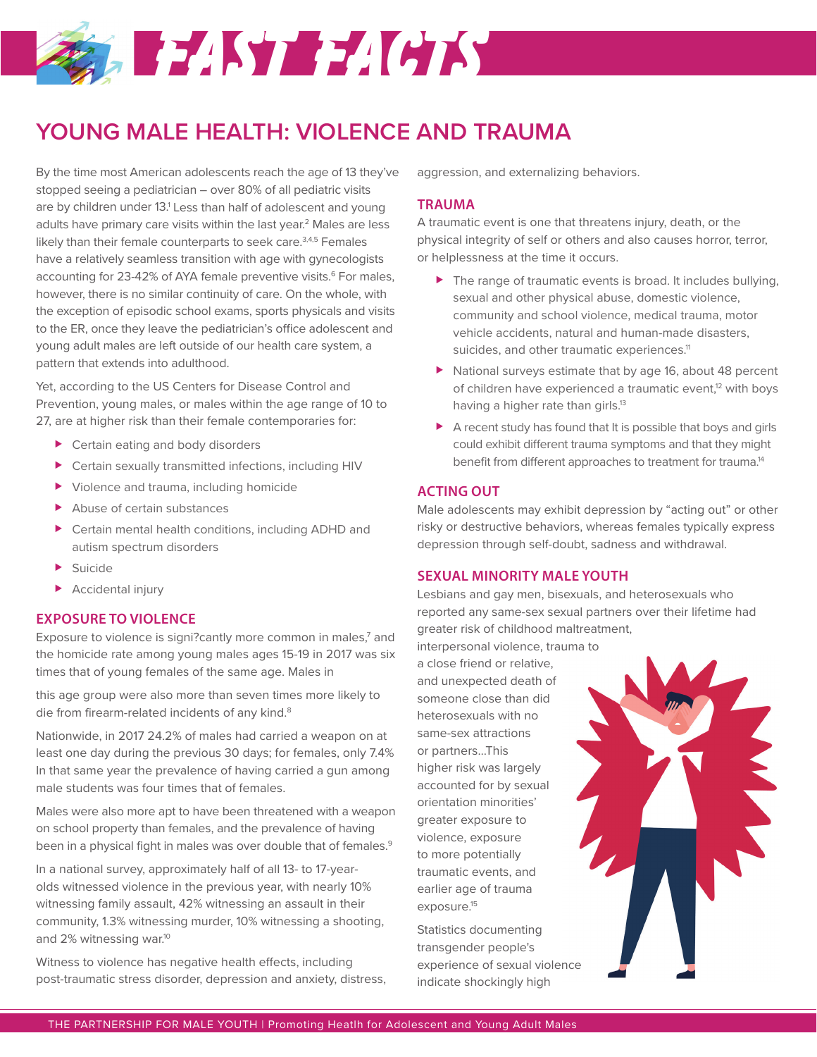# FAST FACTS

## YOUNG MALE HEALTH: VIOLENCE AND TRAUMA

By the time most American adolescents reach the age of 13 they've stopped seeing a pediatrician – over 80% of all pediatric visits are by children under 13.[1] Less than half of adolescent and young adults have primary care visits within the last year.[2] Males are less likely than their female counterparts to seek care.[3,4,5] Females have a relatively seamless transition with age with gynecologists accounting for 23-42% of AYA female preventive visits.[6] For males, however, there is no similar continuity of care. On the whole, with the exception of episodic school exams, sports physicals and visits to the ER, once they leave the pediatrician's office adolescent and young adult males are left outside of our health care system, a pattern that extends into adulthood.

Yet, according to the US Centers for Disease Control and Prevention, young males, or males within the age range of 10 to 27, are at higher risk than their female contemporaries for:

- Certain eating and body disorders
- Certain sexually transmitted infections, including HIV
- Violence and trauma, including homicide
- Abuse of certain substances
- Certain mental health conditions, including ADHD and autism spectrum disorders
- Suicide
- Accidental injury

### EXPOSURE TO VIOLENCE

Exposure to violence is signi?cantly more common in males,[7] and the homicide rate among young males ages 15-19 in 2017 was six times that of young females of the same age. Males in this age group were also more than seven times more likely to die from firearm-related incidents of any kind.[8]

Nationwide, in 2017 24.2% of males had carried a weapon on at least one day during the previous 30 days; for females, only 7.4% In that same year the prevalence of having carried a gun among male students was four times that of females.

Males were also more apt to have been threatened with a weapon on school property than females, and the prevalence of having been in a physical fight in males was over double that of females.[9]

In a national survey, approximately half of all 13- to 17-year-olds witnessed violence in the previous year, with nearly 10% witnessing family assault, 42% witnessing an assault in their community, 1.3% witnessing murder, 10% witnessing a shooting, and 2% witnessing war.[10]

Witness to violence has negative health effects, including post-traumatic stress disorder, depression and anxiety, distress, aggression, and externalizing behaviors.

### TRAUMA

A traumatic event is one that threatens injury, death, or the physical integrity of self or others and also causes horror, terror, or helplessness at the time it occurs.

- The range of traumatic events is broad. It includes bullying, sexual and other physical abuse, domestic violence, community and school violence, medical trauma, motor vehicle accidents, natural and human-made disasters, suicides, and other traumatic experiences.[11]
- National surveys estimate that by age 16, about 48 percent of children have experienced a traumatic event,[12] with boys having a higher rate than girls.[13]
- A recent study has found that It is possible that boys and girls could exhibit different trauma symptoms and that they might benefit from different approaches to treatment for trauma.[14]

### ACTING OUT

Male adolescents may exhibit depression by "acting out" or other risky or destructive behaviors, whereas females typically express depression through self-doubt, sadness and withdrawal.

### SEXUAL MINORITY MALE YOUTH

Lesbians and gay men, bisexuals, and heterosexuals who reported any same-sex sexual partners over their lifetime had greater risk of childhood maltreatment, interpersonal violence, trauma to a close friend or relative, and unexpected death of someone close than did heterosexuals with no same-sex attractions or partners...This higher risk was largely accounted for by sexual orientation minorities' greater exposure to violence, exposure to more potentially traumatic events, and earlier age of trauma exposure.[15]

Statistics documenting transgender people's experience of sexual violence indicate shockingly high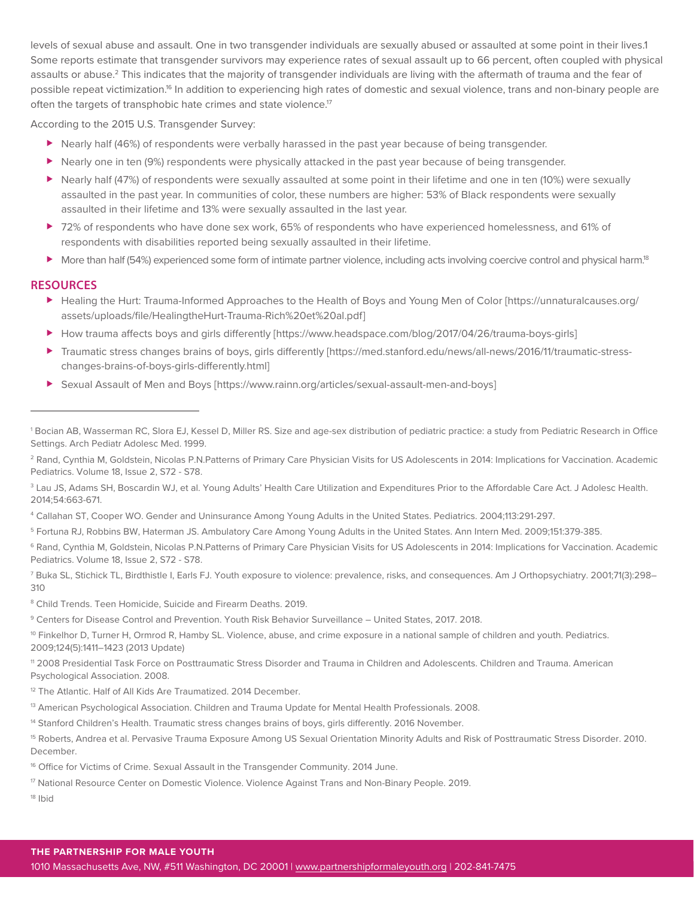levels of sexual abuse and assault. One in two transgender individuals are sexually abused or assaulted at some point in their lives.1 Some reports estimate that transgender survivors may experience rates of sexual assault up to 66 percent, often coupled with physical assaults or abuse.[2] This indicates that the majority of transgender individuals are living with the aftermath of trauma and the fear of possible repeat victimization.[16] In addition to experiencing high rates of domestic and sexual violence, trans and non-binary people are often the targets of transphobic hate crimes and state violence.[17]

According to the 2015 U.S. Transgender Survey:

- Nearly half (46%) of respondents were verbally harassed in the past year because of being transgender.
- Nearly one in ten (9%) respondents were physically attacked in the past year because of being transgender.
- Nearly half (47%) of respondents were sexually assaulted at some point in their lifetime and one in ten (10%) were sexually assaulted in the past year. In communities of color, these numbers are higher: 53% of Black respondents were sexually assaulted in their lifetime and 13% were sexually assaulted in the last year.
- 72% of respondents who have done sex work, 65% of respondents who have experienced homelessness, and 61% of respondents with disabilities reported being sexually assaulted in their lifetime.
- More than half (54%) experienced some form of intimate partner violence, including acts involving coercive control and physical harm.[18]

## RESOURCES

- Healing the Hurt: Trauma-Informed Approaches to the Health of Boys and Young Men of Color [https://unnaturalcauses.org/assets/uploads/file/HealingtheHurt-Trauma-Rich%20et%20al.pdf]
- How trauma affects boys and girls differently [https://www.headspace.com/blog/2017/04/26/trauma-boys-girls]
- Traumatic stress changes brains of boys, girls differently [https://med.stanford.edu/news/all-news/2016/11/traumatic-stress-changes-brains-of-boys-girls-differently.html]
- Sexual Assault of Men and Boys [https://www.rainn.org/articles/sexual-assault-men-and-boys]

---

[1] Bocian AB, Wasserman RC, Slora EJ, Kessel D, Miller RS. Size and age-sex distribution of pediatric practice: a study from Pediatric Research in Office Settings. Arch Pediatr Adolesc Med. 1999.

[2] Rand, Cynthia M, Goldstein, Nicolas P.N.Patterns of Primary Care Physician Visits for US Adolescents in 2014: Implications for Vaccination. Academic Pediatrics. Volume 18, Issue 2, S72 - S78.

[3] Lau JS, Adams SH, Boscardin WJ, et al. Young Adults' Health Care Utilization and Expenditures Prior to the Affordable Care Act. J Adolesc Health. 2014;54:663-671.

[4] Callahan ST, Cooper WO. Gender and Uninsurance Among Young Adults in the United States. Pediatrics. 2004;113:291-297.

[5] Fortuna RJ, Robbins BW, Haterman JS. Ambulatory Care Among Young Adults in the United States. Ann Intern Med. 2009;151:379-385.

[6] Rand, Cynthia M, Goldstein, Nicolas P.N.Patterns of Primary Care Physician Visits for US Adolescents in 2014: Implications for Vaccination. Academic Pediatrics. Volume 18, Issue 2, S72 - S78.

[7] Buka SL, Stichick TL, Birdthistle I, Earls FJ. Youth exposure to violence: prevalence, risks, and consequences. Am J Orthopsychiatry. 2001;71(3):298–310

[8] Child Trends. Teen Homicide, Suicide and Firearm Deaths. 2019.

[9] Centers for Disease Control and Prevention. Youth Risk Behavior Surveillance – United States, 2017. 2018.

[10] Finkelhor D, Turner H, Ormrod R, Hamby SL. Violence, abuse, and crime exposure in a national sample of children and youth. Pediatrics. 2009;124(5):1411–1423 (2013 Update)

[11] 2008 Presidential Task Force on Posttraumatic Stress Disorder and Trauma in Children and Adolescents. Children and Trauma. American Psychological Association. 2008.

[12] The Atlantic. Half of All Kids Are Traumatized. 2014 December.

[13] American Psychological Association. Children and Trauma Update for Mental Health Professionals. 2008.

[14] Stanford Children's Health. Traumatic stress changes brains of boys, girls differently. 2016 November.

[15] Roberts, Andrea et al. Pervasive Trauma Exposure Among US Sexual Orientation Minority Adults and Risk of Posttraumatic Stress Disorder. 2010. December.

[16] Office for Victims of Crime. Sexual Assault in the Transgender Community. 2014 June.

[17] National Resource Center on Domestic Violence. Violence Against Trans and Non-Binary People. 2019.

[18] Ibid

**THE PARTNERSHIP FOR MALE YOUTH**
1010 Massachusetts Ave, NW, #511 Washington, DC 20001 | www.partnershipformaleyouth.org | 202-841-7475